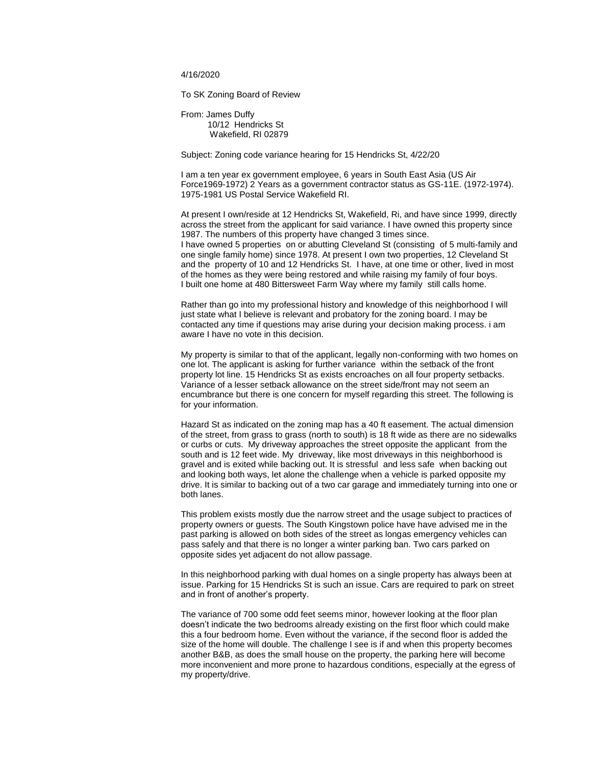4/16/2020

To SK Zoning Board of Review

From: James Duffy
10/12 Hendricks St
Wakefield, RI 02879

Subject: Zoning code variance hearing for 15 Hendricks St, 4/22/20

I am a ten year ex government employee, 6 years in South East Asia (US Air Force1969-1972) 2 Years as a government contractor status as GS-11E. (1972-1974). 1975-1981 US Postal Service Wakefield RI.

At present I own/reside at 12 Hendricks St, Wakefield, Ri, and have since 1999, directly across the street from the applicant for said variance. I have owned this property since 1987. The numbers of this property have changed 3 times since.
I have owned 5 properties on or abutting Cleveland St (consisting of 5 multi-family and one single family home) since 1978. At present I own two properties, 12 Cleveland St and the property of 10 and 12 Hendricks St. I have, at one time or other, lived in most of the homes as they were being restored and while raising my family of four boys.
I built one home at 480 Bittersweet Farm Way where my family still calls home.

Rather than go into my professional history and knowledge of this neighborhood I will just state what I believe is relevant and probatory for the zoning board. I may be contacted any time if questions may arise during your decision making process. i am aware I have no vote in this decision.

My property is similar to that of the applicant, legally non-conforming with two homes on one lot. The applicant is asking for further variance within the setback of the front property lot line. 15 Hendricks St as exists encroaches on all four property setbacks. Variance of a lesser setback allowance on the street side/front may not seem an encumbrance but there is one concern for myself regarding this street. The following is for your information.

Hazard St as indicated on the zoning map has a 40 ft easement. The actual dimension of the street, from grass to grass (north to south) is 18 ft wide as there are no sidewalks or curbs or cuts. My driveway approaches the street opposite the applicant from the south and is 12 feet wide. My driveway, like most driveways in this neighborhood is gravel and is exited while backing out. It is stressful and less safe when backing out and looking both ways, let alone the challenge when a vehicle is parked opposite my drive. It is similar to backing out of a two car garage and immediately turning into one or both lanes.

This problem exists mostly due the narrow street and the usage subject to practices of property owners or guests. The South Kingstown police have have advised me in the past parking is allowed on both sides of the street as longas emergency vehicles can pass safely and that there is no longer a winter parking ban. Two cars parked on opposite sides yet adjacent do not allow passage.

In this neighborhood parking with dual homes on a single property has always been at issue. Parking for 15 Hendricks St is such an issue. Cars are required to park on street and in front of another's property.

The variance of 700 some odd feet seems minor, however looking at the floor plan doesn't indicate the two bedrooms already existing on the first floor which could make this a four bedroom home. Even without the variance, if the second floor is added the size of the home will double. The challenge I see is if and when this property becomes another B&B, as does the small house on the property, the parking here will become more inconvenient and more prone to hazardous conditions, especially at the egress of my property/drive.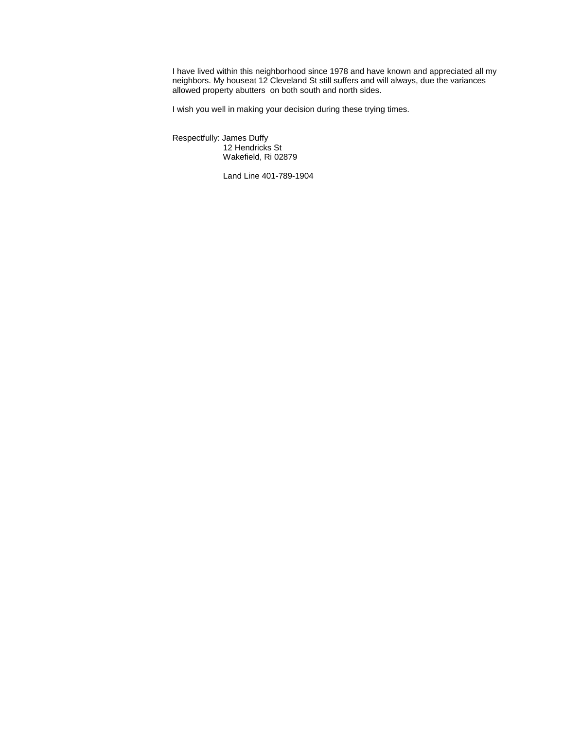I have lived within this neighborhood since 1978 and have known and appreciated all my neighbors. My houseat 12 Cleveland St still suffers and will always, due the variances allowed property abutters on both south and north sides.

I wish you well in making your decision during these trying times.

Respectfully: James Duffy
12 Hendricks St
Wakefield, Ri 02879

Land Line 401-789-1904